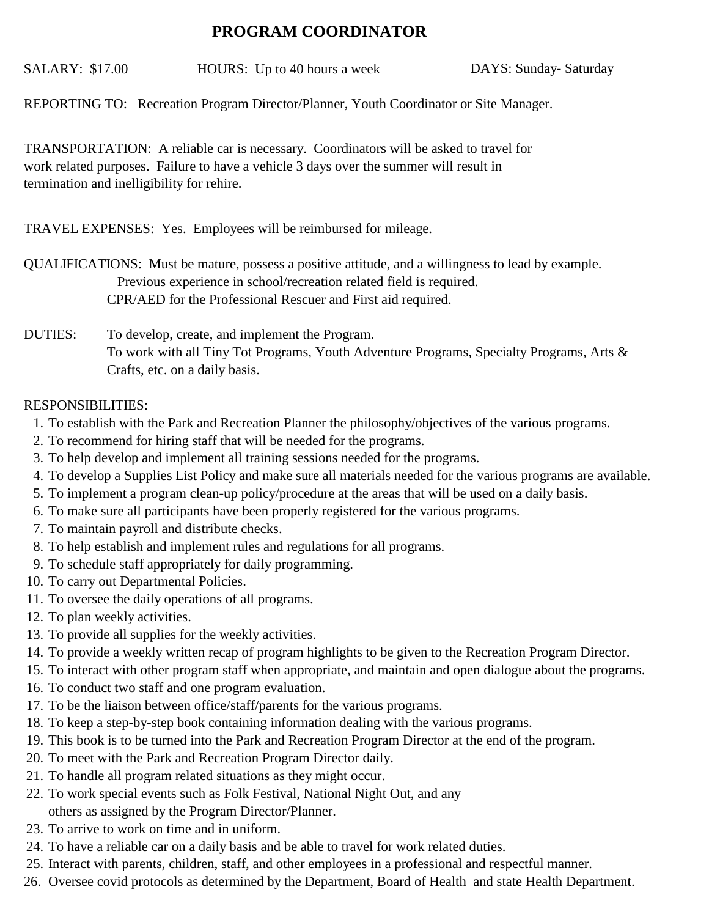# PROGRAM COORDINATOR

SALARY: $17.00 HOURS: Up to 40 hours a week DAYS: Sunday- Saturday

REPORTING TO: Recreation Program Director/Planner, Youth Coordinator or Site Manager.

TRANSPORTATION: A reliable car is necessary. Coordinators will be asked to travel for work related purposes. Failure to have a vehicle 3 days over the summer will result in termination and inelligibility for rehire.

TRAVEL EXPENSES: Yes. Employees will be reimbursed for mileage.

QUALIFICATIONS: Must be mature, possess a positive attitude, and a willingness to lead by example.
Previous experience in school/recreation related field is required.
CPR/AED for the Professional Rescuer and First aid required.

DUTIES: To develop, create, and implement the Program.
To work with all Tiny Tot Programs, Youth Adventure Programs, Specialty Programs, Arts & Crafts, etc. on a daily basis.

RESPONSIBILITIES:

1. To establish with the Park and Recreation Planner the philosophy/objectives of the various programs.
2. To recommend for hiring staff that will be needed for the programs.
3. To help develop and implement all training sessions needed for the programs.
4. To develop a Supplies List Policy and make sure all materials needed for the various programs are available.
5. To implement a program clean-up policy/procedure at the areas that will be used on a daily basis.
6. To make sure all participants have been properly registered for the various programs.
7. To maintain payroll and distribute checks.
8. To help establish and implement rules and regulations for all programs.
9. To schedule staff appropriately for daily programming.
10. To carry out Departmental Policies.
11. To oversee the daily operations of all programs.
12. To plan weekly activities.
13. To provide all supplies for the weekly activities.
14. To provide a weekly written recap of program highlights to be given to the Recreation Program Director.
15. To interact with other program staff when appropriate, and maintain and open dialogue about the programs.
16. To conduct two staff and one program evaluation.
17. To be the liaison between office/staff/parents for the various programs.
18. To keep a step-by-step book containing information dealing with the various programs.
19. This book is to be turned into the Park and Recreation Program Director at the end of the program.
20. To meet with the Park and Recreation Program Director daily.
21. To handle all program related situations as they might occur.
22. To work special events such as Folk Festival, National Night Out, and any others as assigned by the Program Director/Planner.
23. To arrive to work on time and in uniform.
24. To have a reliable car on a daily basis and be able to travel for work related duties.
25. Interact with parents, children, staff, and other employees in a professional and respectful manner.
26. Oversee covid protocols as determined by the Department, Board of Health and state Health Department.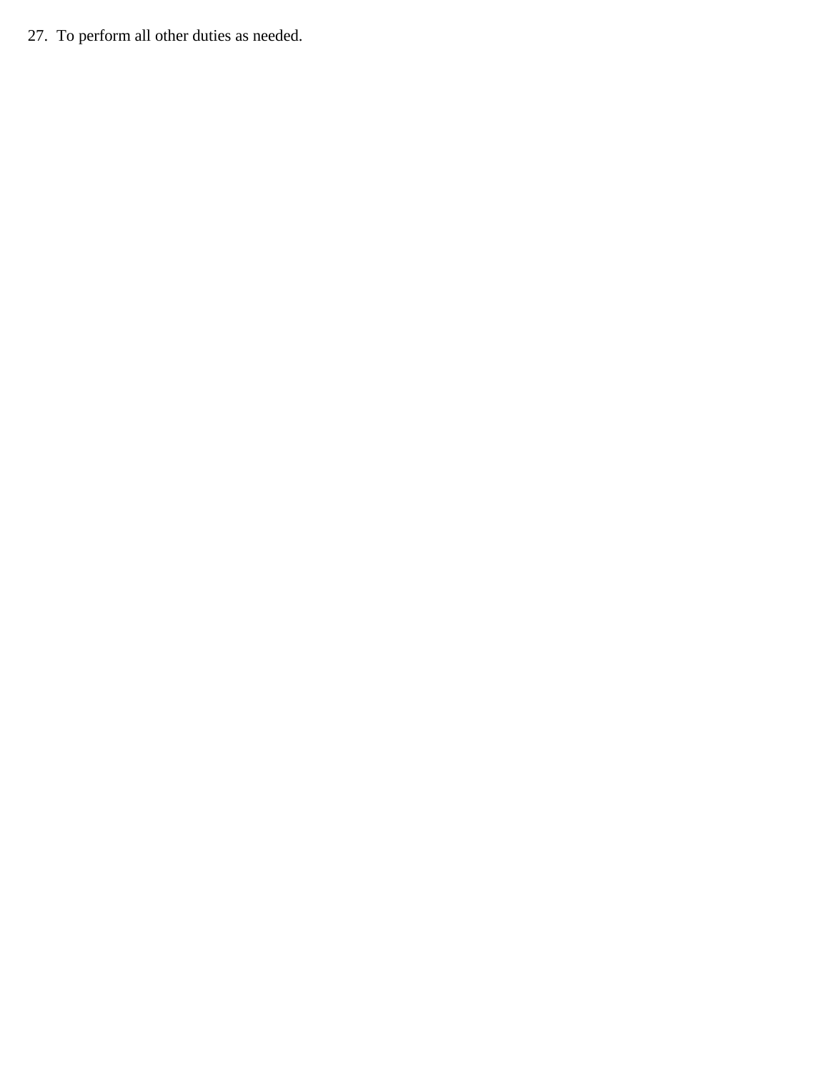27. To perform all other duties as needed.